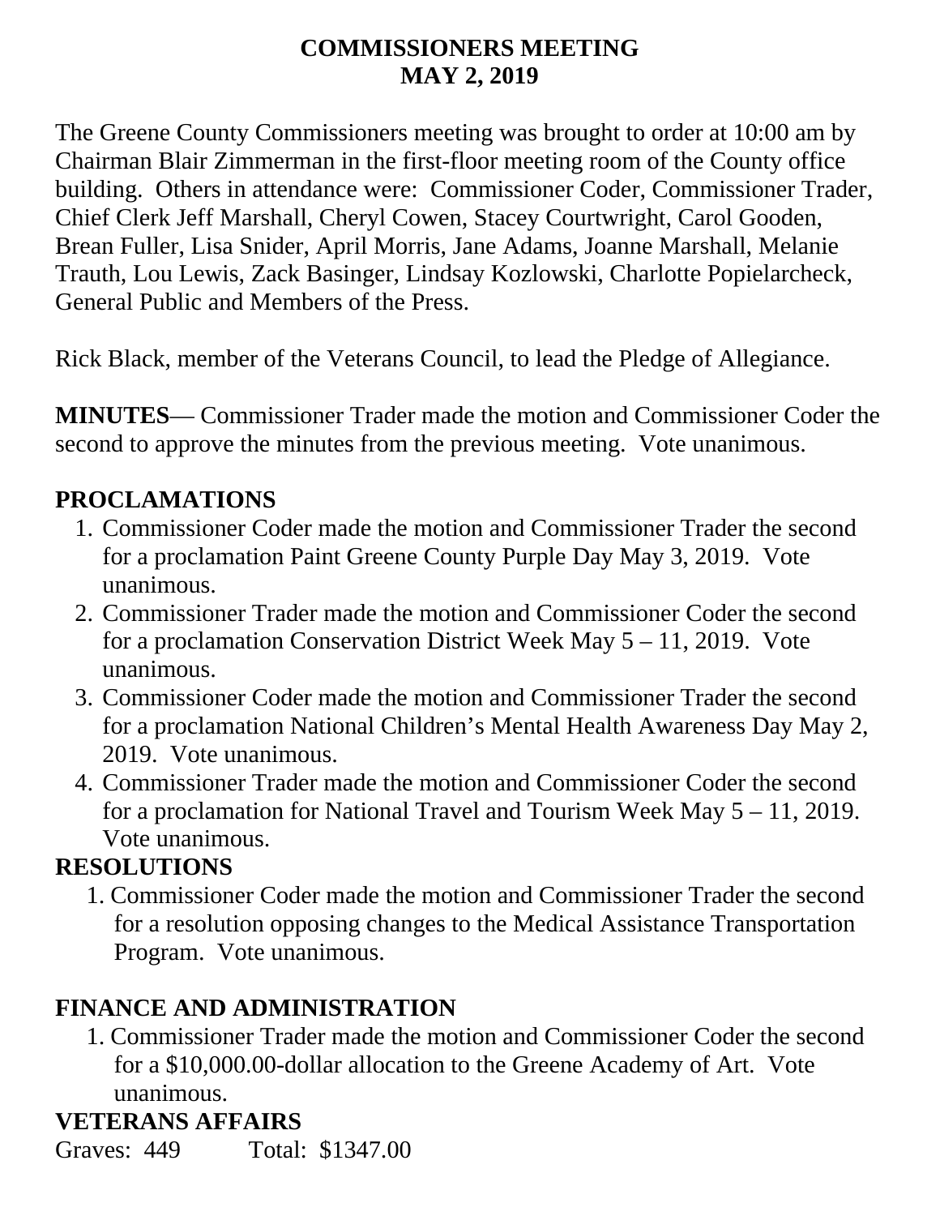**COMMISSIONERS MEETING**
**MAY 2, 2019**

The Greene County Commissioners meeting was brought to order at 10:00 am by Chairman Blair Zimmerman in the first-floor meeting room of the County office building. Others in attendance were: Commissioner Coder, Commissioner Trader, Chief Clerk Jeff Marshall, Cheryl Cowen, Stacey Courtwright, Carol Gooden, Brean Fuller, Lisa Snider, April Morris, Jane Adams, Joanne Marshall, Melanie Trauth, Lou Lewis, Zack Basinger, Lindsay Kozlowski, Charlotte Popielarcheck, General Public and Members of the Press.

Rick Black, member of the Veterans Council, to lead the Pledge of Allegiance.

**MINUTES**— Commissioner Trader made the motion and Commissioner Coder the second to approve the minutes from the previous meeting. Vote unanimous.

**PROCLAMATIONS**

1. Commissioner Coder made the motion and Commissioner Trader the second for a proclamation Paint Greene County Purple Day May 3, 2019. Vote unanimous.
2. Commissioner Trader made the motion and Commissioner Coder the second for a proclamation Conservation District Week May 5 – 11, 2019. Vote unanimous.
3. Commissioner Coder made the motion and Commissioner Trader the second for a proclamation National Children's Mental Health Awareness Day May 2, 2019. Vote unanimous.
4. Commissioner Trader made the motion and Commissioner Coder the second for a proclamation for National Travel and Tourism Week May 5 – 11, 2019. Vote unanimous.

**RESOLUTIONS**

1. Commissioner Coder made the motion and Commissioner Trader the second for a resolution opposing changes to the Medical Assistance Transportation Program. Vote unanimous.

**FINANCE AND ADMINISTRATION**

1. Commissioner Trader made the motion and Commissioner Coder the second for a $10,000.00-dollar allocation to the Greene Academy of Art. Vote unanimous.

**VETERANS AFFAIRS**

Graves: 449 Total: $1347.00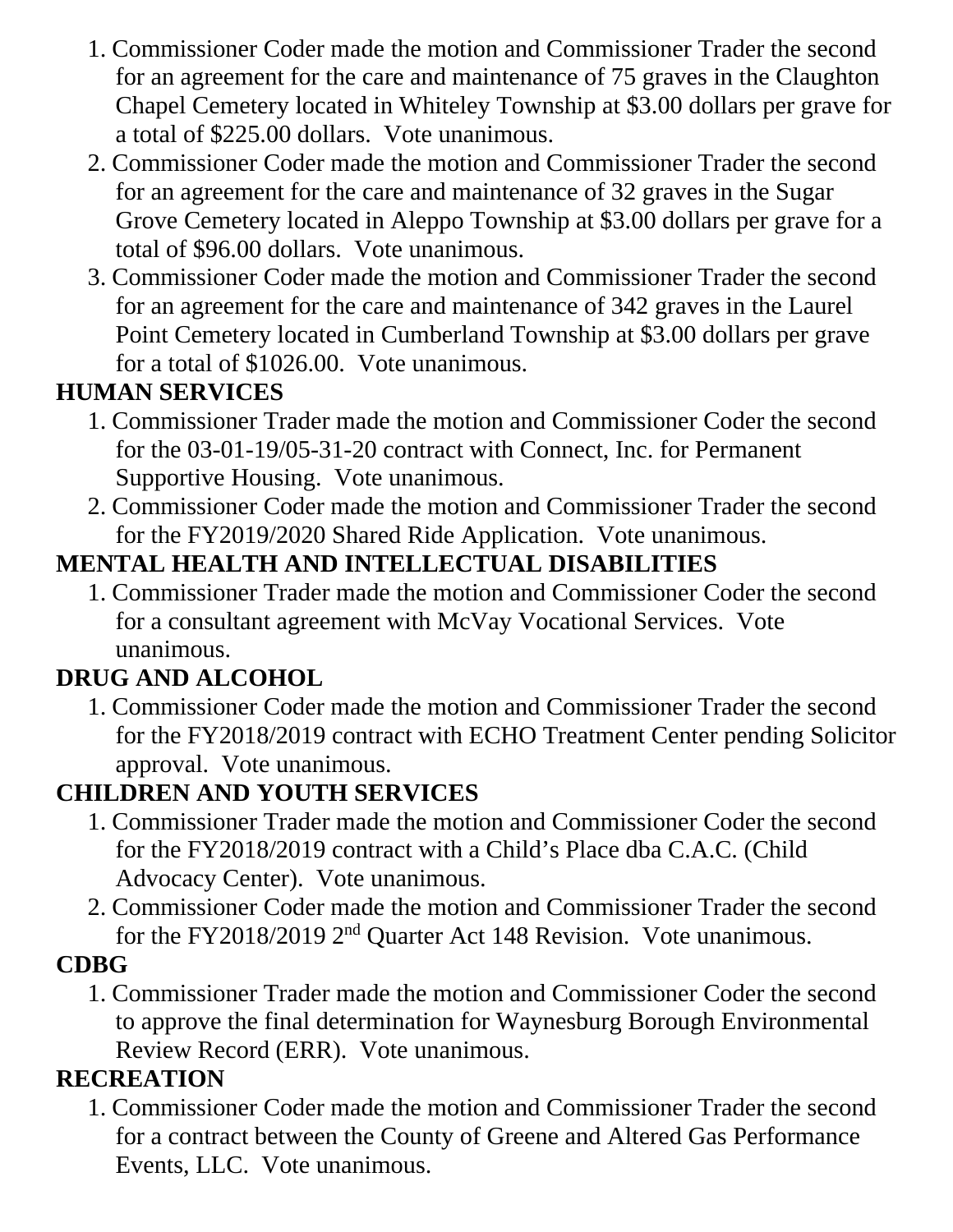1. Commissioner Coder made the motion and Commissioner Trader the second for an agreement for the care and maintenance of 75 graves in the Claughton Chapel Cemetery located in Whiteley Township at $3.00 dollars per grave for a total of $225.00 dollars. Vote unanimous.
2. Commissioner Coder made the motion and Commissioner Trader the second for an agreement for the care and maintenance of 32 graves in the Sugar Grove Cemetery located in Aleppo Township at $3.00 dollars per grave for a total of $96.00 dollars. Vote unanimous.
3. Commissioner Coder made the motion and Commissioner Trader the second for an agreement for the care and maintenance of 342 graves in the Laurel Point Cemetery located in Cumberland Township at $3.00 dollars per grave for a total of $1026.00. Vote unanimous.

**HUMAN SERVICES**

1. Commissioner Trader made the motion and Commissioner Coder the second for the 03-01-19/05-31-20 contract with Connect, Inc. for Permanent Supportive Housing. Vote unanimous.
2. Commissioner Coder made the motion and Commissioner Trader the second for the FY2019/2020 Shared Ride Application. Vote unanimous.

**MENTAL HEALTH AND INTELLECTUAL DISABILITIES**

1. Commissioner Trader made the motion and Commissioner Coder the second for a consultant agreement with McVay Vocational Services. Vote unanimous.

**DRUG AND ALCOHOL**

1. Commissioner Coder made the motion and Commissioner Trader the second for the FY2018/2019 contract with ECHO Treatment Center pending Solicitor approval. Vote unanimous.

**CHILDREN AND YOUTH SERVICES**

1. Commissioner Trader made the motion and Commissioner Coder the second for the FY2018/2019 contract with a Child's Place dba C.A.C. (Child Advocacy Center). Vote unanimous.
2. Commissioner Coder made the motion and Commissioner Trader the second for the FY2018/2019 2nd Quarter Act 148 Revision. Vote unanimous.

**CDBG**

1. Commissioner Trader made the motion and Commissioner Coder the second to approve the final determination for Waynesburg Borough Environmental Review Record (ERR). Vote unanimous.

**RECREATION**

1. Commissioner Coder made the motion and Commissioner Trader the second for a contract between the County of Greene and Altered Gas Performance Events, LLC. Vote unanimous.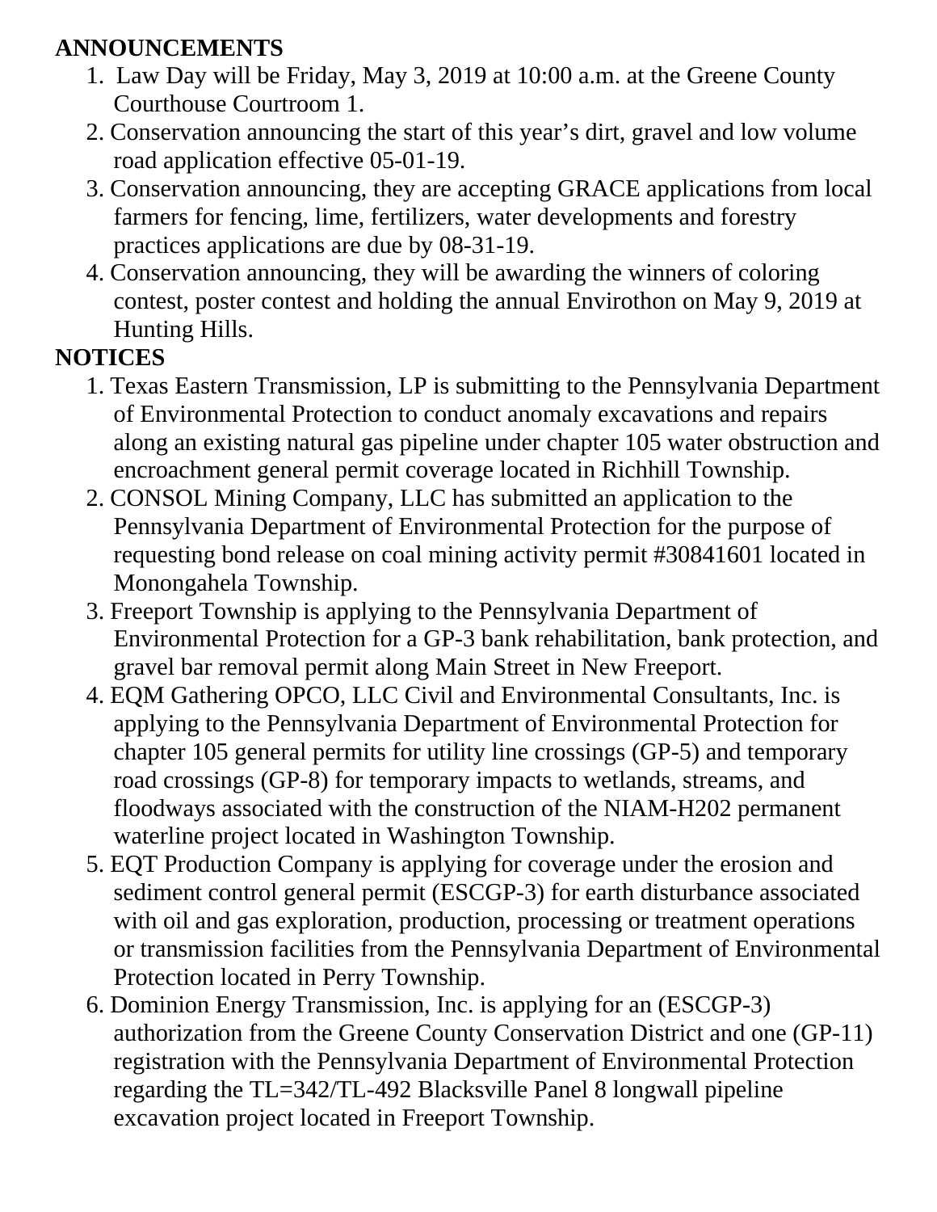## ANNOUNCEMENTS

1. Law Day will be Friday, May 3, 2019 at 10:00 a.m. at the Greene County Courthouse Courtroom 1.
2. Conservation announcing the start of this year's dirt, gravel and low volume road application effective 05-01-19.
3. Conservation announcing, they are accepting GRACE applications from local farmers for fencing, lime, fertilizers, water developments and forestry practices applications are due by 08-31-19.
4. Conservation announcing, they will be awarding the winners of coloring contest, poster contest and holding the annual Envirothon on May 9, 2019 at Hunting Hills.

## NOTICES

1. Texas Eastern Transmission, LP is submitting to the Pennsylvania Department of Environmental Protection to conduct anomaly excavations and repairs along an existing natural gas pipeline under chapter 105 water obstruction and encroachment general permit coverage located in Richhill Township.
2. CONSOL Mining Company, LLC has submitted an application to the Pennsylvania Department of Environmental Protection for the purpose of requesting bond release on coal mining activity permit #30841601 located in Monongahela Township.
3. Freeport Township is applying to the Pennsylvania Department of Environmental Protection for a GP-3 bank rehabilitation, bank protection, and gravel bar removal permit along Main Street in New Freeport.
4. EQM Gathering OPCO, LLC Civil and Environmental Consultants, Inc. is applying to the Pennsylvania Department of Environmental Protection for chapter 105 general permits for utility line crossings (GP-5) and temporary road crossings (GP-8) for temporary impacts to wetlands, streams, and floodways associated with the construction of the NIAM-H202 permanent waterline project located in Washington Township.
5. EQT Production Company is applying for coverage under the erosion and sediment control general permit (ESCGP-3) for earth disturbance associated with oil and gas exploration, production, processing or treatment operations or transmission facilities from the Pennsylvania Department of Environmental Protection located in Perry Township.
6. Dominion Energy Transmission, Inc. is applying for an (ESCGP-3) authorization from the Greene County Conservation District and one (GP-11) registration with the Pennsylvania Department of Environmental Protection regarding the TL=342/TL-492 Blacksville Panel 8 longwall pipeline excavation project located in Freeport Township.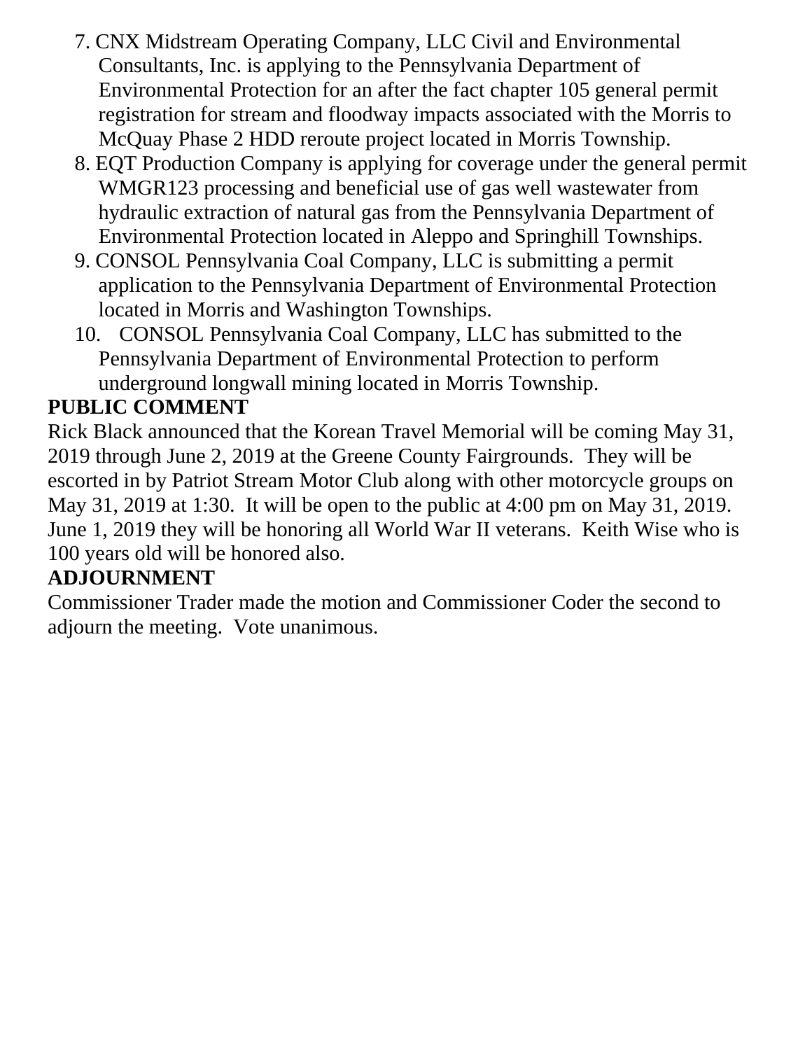7. CNX Midstream Operating Company, LLC Civil and Environmental Consultants, Inc. is applying to the Pennsylvania Department of Environmental Protection for an after the fact chapter 105 general permit registration for stream and floodway impacts associated with the Morris to McQuay Phase 2 HDD reroute project located in Morris Township.
8. EQT Production Company is applying for coverage under the general permit WMGR123 processing and beneficial use of gas well wastewater from hydraulic extraction of natural gas from the Pennsylvania Department of Environmental Protection located in Aleppo and Springhill Townships.
9. CONSOL Pennsylvania Coal Company, LLC is submitting a permit application to the Pennsylvania Department of Environmental Protection located in Morris and Washington Townships.
10. CONSOL Pennsylvania Coal Company, LLC has submitted to the Pennsylvania Department of Environmental Protection to perform underground longwall mining located in Morris Township.

**PUBLIC COMMENT**

Rick Black announced that the Korean Travel Memorial will be coming May 31, 2019 through June 2, 2019 at the Greene County Fairgrounds. They will be escorted in by Patriot Stream Motor Club along with other motorcycle groups on May 31, 2019 at 1:30. It will be open to the public at 4:00 pm on May 31, 2019. June 1, 2019 they will be honoring all World War II veterans. Keith Wise who is 100 years old will be honored also.

**ADJOURNMENT**

Commissioner Trader made the motion and Commissioner Coder the second to adjourn the meeting. Vote unanimous.